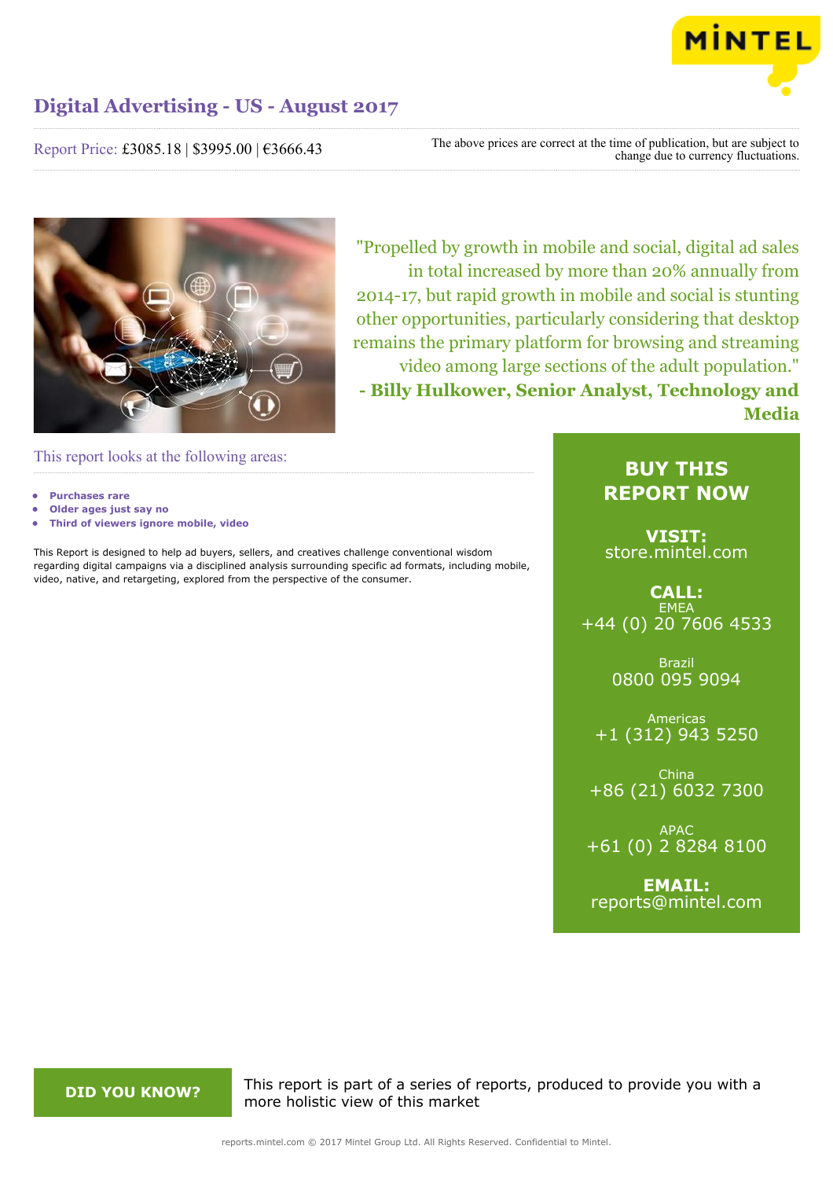# Digital Advertising - US - August 2017

Report Price: £3085.18 | $3995.00 | €3666.43

The above prices are correct at the time of publication, but are subject to change due to currency fluctuations.

"Propelled by growth in mobile and social, digital ad sales in total increased by more than 20% annually from 2014-17, but rapid growth in mobile and social is stunting other opportunities, particularly considering that desktop remains the primary platform for browsing and streaming video among large sections of the adult population."
**- Billy Hulkower, Senior Analyst, Technology and Media**

## This report looks at the following areas:

- **Purchases rare**
- **Older ages just say no**
- **Third of viewers ignore mobile, video**

This Report is designed to help ad buyers, sellers, and creatives challenge conventional wisdom regarding digital campaigns via a disciplined analysis surrounding specific ad formats, including mobile, video, native, and retargeting, explored from the perspective of the consumer.

**BUY THIS REPORT NOW**

**VISIT:**
store.mintel.com

**CALL:**
EMEA
+44 (0) 20 7606 4533

Brazil
0800 095 9094

Americas
+1 (312) 943 5250

China
+86 (21) 6032 7300

APAC
+61 (0) 2 8284 8100

**EMAIL:**
reports@mintel.com

**DID YOU KNOW?**

This report is part of a series of reports, produced to provide you with a more holistic view of this market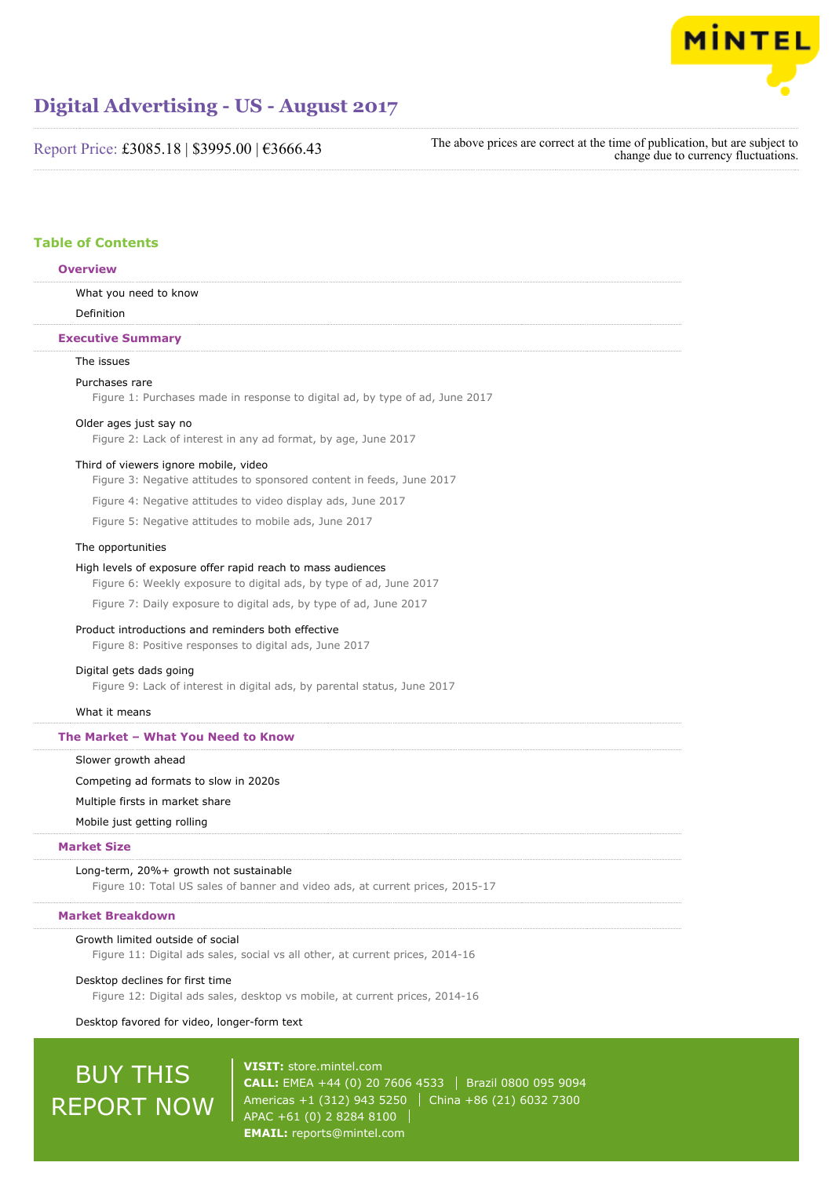# Digital Advertising - US - August 2017

Report Price: £3085.18 | $3995.00 | €3666.43

The above prices are correct at the time of publication, but are subject to change due to currency fluctuations.

## Table of Contents

### Overview

What you need to know

Definition

### Executive Summary

The issues

Purchases rare

Figure 1: Purchases made in response to digital ad, by type of ad, June 2017

Older ages just say no

Figure 2: Lack of interest in any ad format, by age, June 2017

Third of viewers ignore mobile, video

Figure 3: Negative attitudes to sponsored content in feeds, June 2017

Figure 4: Negative attitudes to video display ads, June 2017

Figure 5: Negative attitudes to mobile ads, June 2017

The opportunities

High levels of exposure offer rapid reach to mass audiences

Figure 6: Weekly exposure to digital ads, by type of ad, June 2017

Figure 7: Daily exposure to digital ads, by type of ad, June 2017

Product introductions and reminders both effective

Figure 8: Positive responses to digital ads, June 2017

Digital gets dads going

Figure 9: Lack of interest in digital ads, by parental status, June 2017

What it means

### The Market – What You Need to Know

Slower growth ahead

Competing ad formats to slow in 2020s

Multiple firsts in market share

Mobile just getting rolling

### Market Size

Long-term, 20%+ growth not sustainable

Figure 10: Total US sales of banner and video ads, at current prices, 2015-17

### Market Breakdown

Growth limited outside of social

Figure 11: Digital ads sales, social vs all other, at current prices, 2014-16

Desktop declines for first time

Figure 12: Digital ads sales, desktop vs mobile, at current prices, 2014-16

Desktop favored for video, longer-form text

**BUY THIS REPORT NOW**

**VISIT:** store.mintel.com

**CALL:** EMEA +44 (0) 20 7606 4533 | Brazil 0800 095 9094 | Americas +1 (312) 943 5250 | China +86 (21) 6032 7300 | APAC +61 (0) 2 8284 8100

**EMAIL:** reports@mintel.com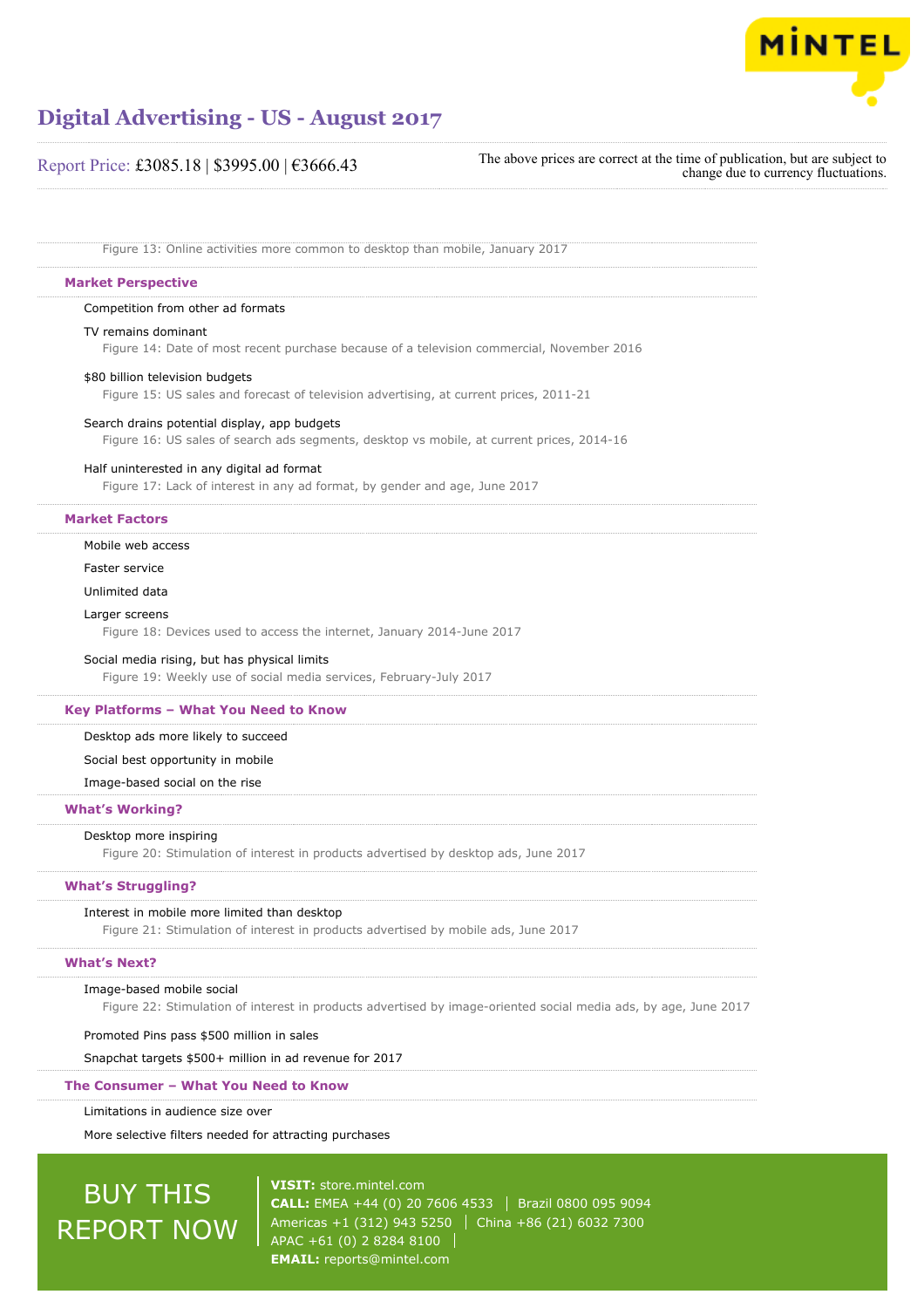Figure 13: Online activities more common to desktop than mobile, January 2017

## Market Perspective

Competition from other ad formats

TV remains dominant

Figure 14: Date of most recent purchase because of a television commercial, November 2016

$80 billion television budgets

Figure 15: US sales and forecast of television advertising, at current prices, 2011-21

Search drains potential display, app budgets

Figure 16: US sales of search ads segments, desktop vs mobile, at current prices, 2014-16

Half uninterested in any digital ad format

Figure 17: Lack of interest in any ad format, by gender and age, June 2017

## Market Factors

Mobile web access

Faster service

Unlimited data

Larger screens

Figure 18: Devices used to access the internet, January 2014-June 2017

Social media rising, but has physical limits

Figure 19: Weekly use of social media services, February-July 2017

## Key Platforms – What You Need to Know

Desktop ads more likely to succeed

Social best opportunity in mobile

Image-based social on the rise

## What's Working?

Desktop more inspiring

Figure 20: Stimulation of interest in products advertised by desktop ads, June 2017

## What's Struggling?

Interest in mobile more limited than desktop

Figure 21: Stimulation of interest in products advertised by mobile ads, June 2017

## What's Next?

Image-based mobile social

Figure 22: Stimulation of interest in products advertised by image-oriented social media ads, by age, June 2017

Promoted Pins pass $500 million in sales

Snapchat targets $500+ million in ad revenue for 2017

## The Consumer – What You Need to Know

Limitations in audience size over

More selective filters needed for attracting purchases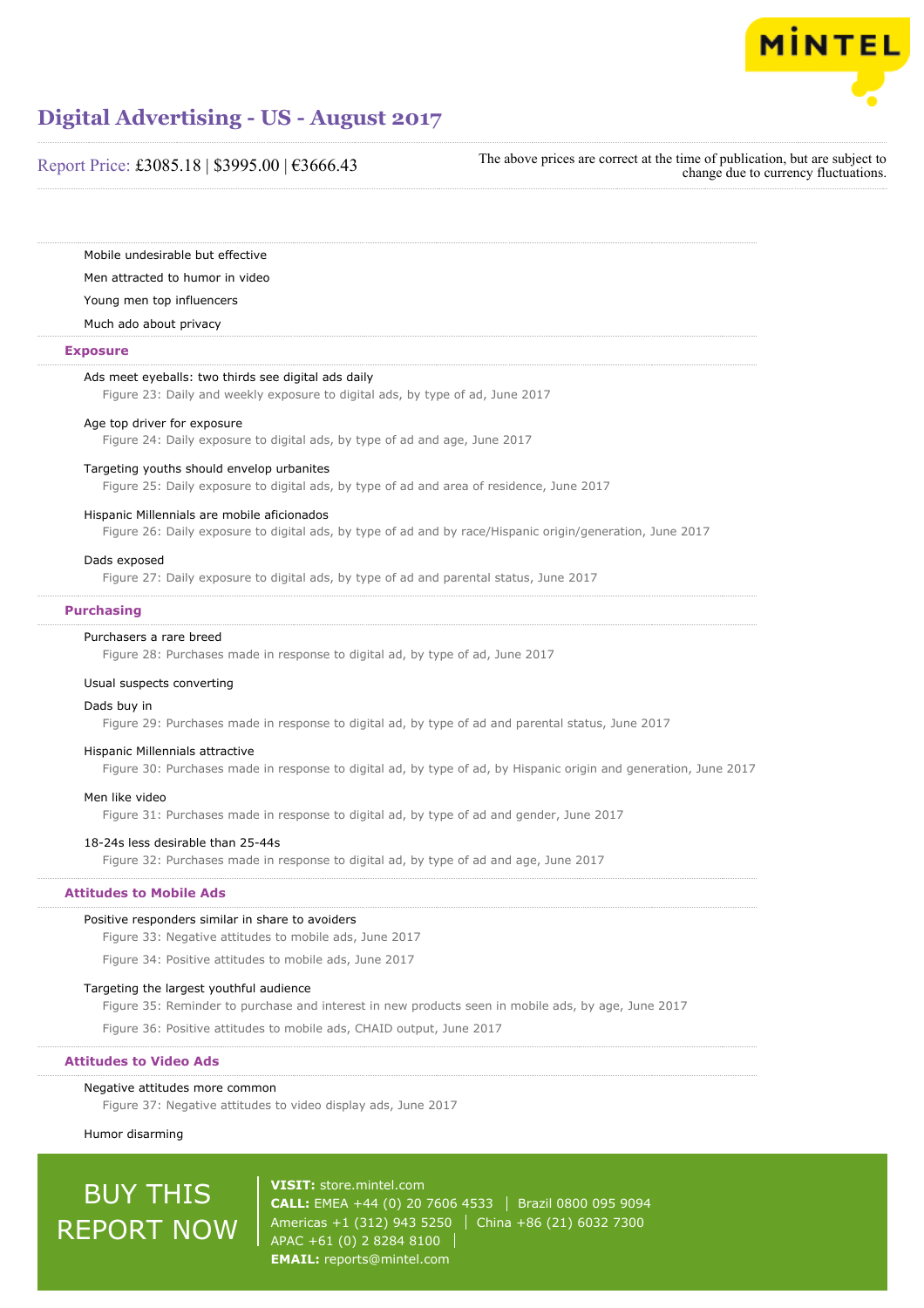Mobile undesirable but effective

Men attracted to humor in video

Young men top influencers

Much ado about privacy

## Exposure

Ads meet eyeballs: two thirds see digital ads daily

Figure 23: Daily and weekly exposure to digital ads, by type of ad, June 2017

Age top driver for exposure

Figure 24: Daily exposure to digital ads, by type of ad and age, June 2017

Targeting youths should envelop urbanites

Figure 25: Daily exposure to digital ads, by type of ad and area of residence, June 2017

Hispanic Millennials are mobile aficionados

Figure 26: Daily exposure to digital ads, by type of ad and by race/Hispanic origin/generation, June 2017

Dads exposed

Figure 27: Daily exposure to digital ads, by type of ad and parental status, June 2017

## Purchasing

Purchasers a rare breed

Figure 28: Purchases made in response to digital ad, by type of ad, June 2017

Usual suspects converting

Dads buy in

Figure 29: Purchases made in response to digital ad, by type of ad and parental status, June 2017

Hispanic Millennials attractive

Figure 30: Purchases made in response to digital ad, by type of ad, by Hispanic origin and generation, June 2017

Men like video

Figure 31: Purchases made in response to digital ad, by type of ad and gender, June 2017

18-24s less desirable than 25-44s

Figure 32: Purchases made in response to digital ad, by type of ad and age, June 2017

## Attitudes to Mobile Ads

Positive responders similar in share to avoiders

Figure 33: Negative attitudes to mobile ads, June 2017

Figure 34: Positive attitudes to mobile ads, June 2017

Targeting the largest youthful audience

Figure 35: Reminder to purchase and interest in new products seen in mobile ads, by age, June 2017

Figure 36: Positive attitudes to mobile ads, CHAID output, June 2017

## Attitudes to Video Ads

Negative attitudes more common

Figure 37: Negative attitudes to video display ads, June 2017

Humor disarming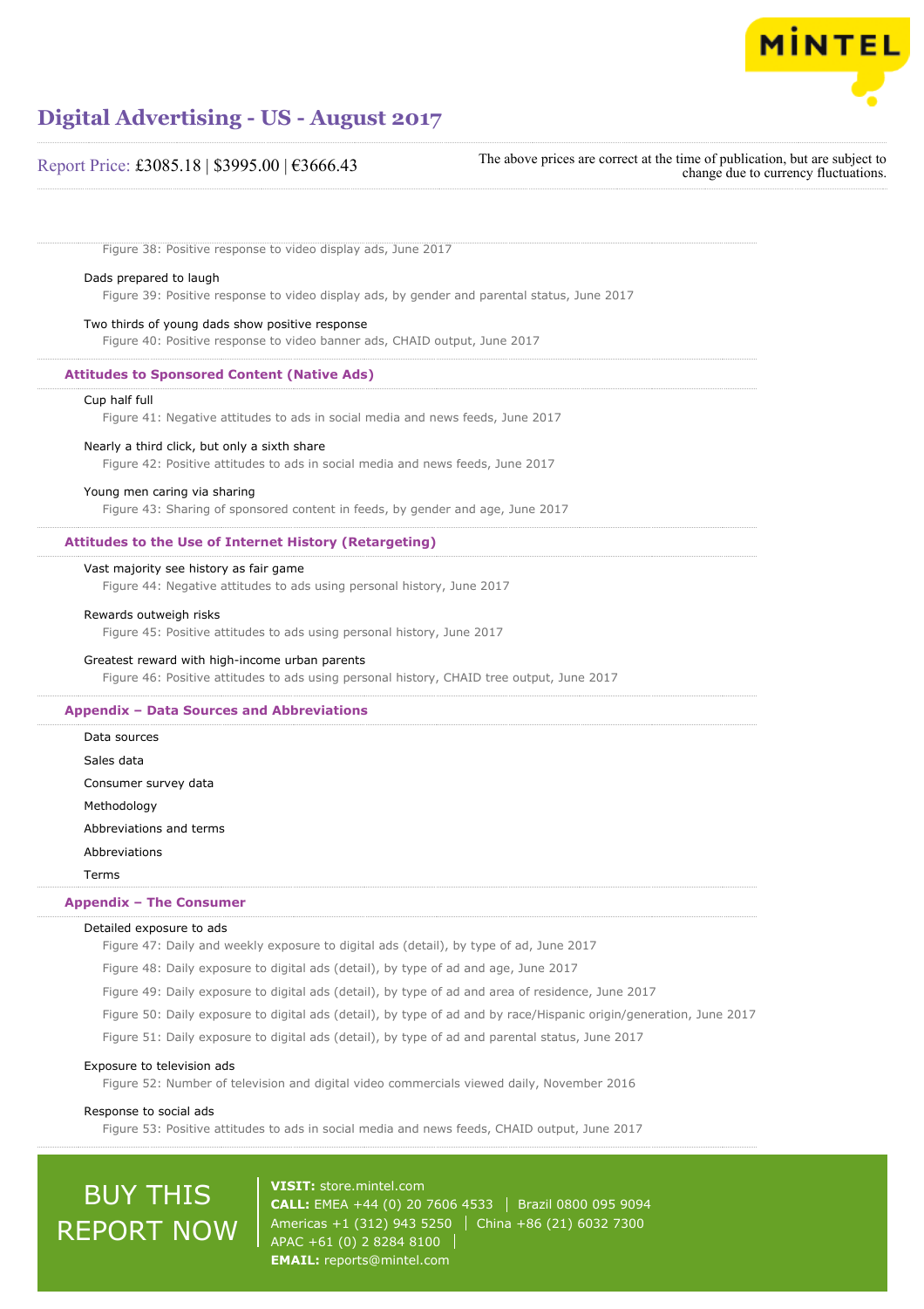Figure 38: Positive response to video display ads, June 2017

Dads prepared to laugh

Figure 39: Positive response to video display ads, by gender and parental status, June 2017

Two thirds of young dads show positive response

Figure 40: Positive response to video banner ads, CHAID output, June 2017

## Attitudes to Sponsored Content (Native Ads)

Cup half full

Figure 41: Negative attitudes to ads in social media and news feeds, June 2017

Nearly a third click, but only a sixth share

Figure 42: Positive attitudes to ads in social media and news feeds, June 2017

Young men caring via sharing

Figure 43: Sharing of sponsored content in feeds, by gender and age, June 2017

## Attitudes to the Use of Internet History (Retargeting)

Vast majority see history as fair game

Figure 44: Negative attitudes to ads using personal history, June 2017

Rewards outweigh risks

Figure 45: Positive attitudes to ads using personal history, June 2017

Greatest reward with high-income urban parents

Figure 46: Positive attitudes to ads using personal history, CHAID tree output, June 2017

## Appendix – Data Sources and Abbreviations

Data sources

Sales data

Consumer survey data

Methodology

Abbreviations and terms

Abbreviations

Terms

## Appendix – The Consumer

Detailed exposure to ads

Figure 47: Daily and weekly exposure to digital ads (detail), by type of ad, June 2017

Figure 48: Daily exposure to digital ads (detail), by type of ad and age, June 2017

Figure 49: Daily exposure to digital ads (detail), by type of ad and area of residence, June 2017

Figure 50: Daily exposure to digital ads (detail), by type of ad and by race/Hispanic origin/generation, June 2017

Figure 51: Daily exposure to digital ads (detail), by type of ad and parental status, June 2017

Exposure to television ads

Figure 52: Number of television and digital video commercials viewed daily, November 2016

Response to social ads

Figure 53: Positive attitudes to ads in social media and news feeds, CHAID output, June 2017